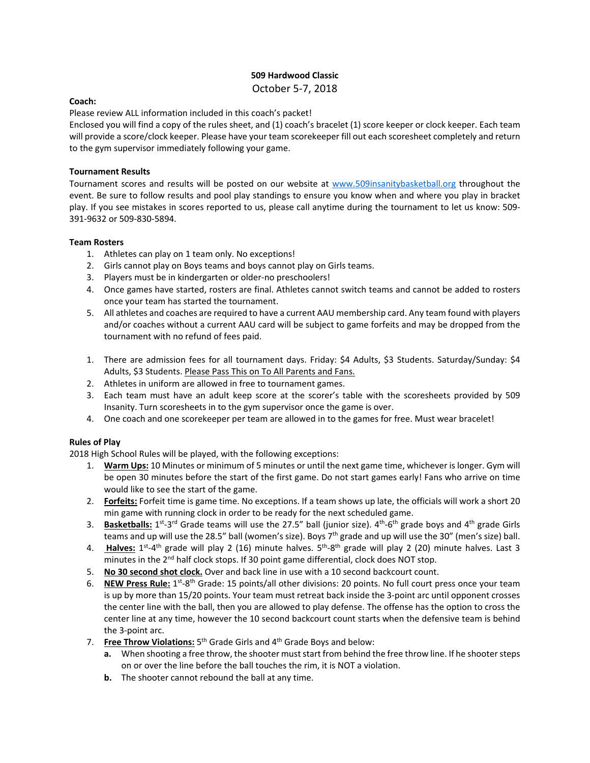# 509 Hardwood Classic

October 5-7, 2018

**Coach:**

Please review ALL information included in this coach's packet!

Enclosed you will find a copy of the rules sheet, and (1) coach's bracelet (1) score keeper or clock keeper. Each team will provide a score/clock keeper. Please have your team scorekeeper fill out each scoresheet completely and return to the gym supervisor immediately following your game.

**Tournament Results**

Tournament scores and results will be posted on our website at www.509insanitybasketball.org throughout the event. Be sure to follow results and pool play standings to ensure you know when and where you play in bracket play. If you see mistakes in scores reported to us, please call anytime during the tournament to let us know: 509-391-9632 or 509-830-5894.

**Team Rosters**

1. Athletes can play on 1 team only. No exceptions!
2. Girls cannot play on Boys teams and boys cannot play on Girls teams.
3. Players must be in kindergarten or older-no preschoolers!
4. Once games have started, rosters are final. Athletes cannot switch teams and cannot be added to rosters once your team has started the tournament.
5. All athletes and coaches are required to have a current AAU membership card. Any team found with players and/or coaches without a current AAU card will be subject to game forfeits and may be dropped from the tournament with no refund of fees paid.

1. There are admission fees for all tournament days. Friday: $4 Adults, $3 Students. Saturday/Sunday: $4 Adults, $3 Students. <u>Please Pass This on To All Parents and Fans.</u>
2. Athletes in uniform are allowed in free to tournament games.
3. Each team must have an adult keep score at the scorer's table with the scoresheets provided by 509 Insanity. Turn scoresheets in to the gym supervisor once the game is over.
4. One coach and one scorekeeper per team are allowed in to the games for free. Must wear bracelet!

**Rules of Play**

2018 High School Rules will be played, with the following exceptions:

1. **<u>Warm Ups:</u>** 10 Minutes or minimum of 5 minutes or until the next game time, whichever is longer. Gym will be open 30 minutes before the start of the first game. Do not start games early! Fans who arrive on time would like to see the start of the game.
2. **<u>Forfeits:</u>** Forfeit time is game time. No exceptions. If a team shows up late, the officials will work a short 20 min game with running clock in order to be ready for the next scheduled game.
3. **<u>Basketballs:</u>** 1st-3rd Grade teams will use the 27.5" ball (junior size). 4th-6th grade boys and 4th grade Girls teams and up will use the 28.5" ball (women's size). Boys 7th grade and up will use the 30" (men's size) ball.
4. **<u>Halves:</u>** 1st-4th grade will play 2 (16) minute halves. 5th-8th grade will play 2 (20) minute halves. Last 3 minutes in the 2nd half clock stops. If 30 point game differential, clock does NOT stop.
5. **<u>No 30 second shot clock.</u>** Over and back line in use with a 10 second backcourt count.
6. **<u>NEW Press Rule:</u>** 1st-8th Grade: 15 points/all other divisions: 20 points. No full court press once your team is up by more than 15/20 points. Your team must retreat back inside the 3-point arc until opponent crosses the center line with the ball, then you are allowed to play defense. The offense has the option to cross the center line at any time, however the 10 second backcourt count starts when the defensive team is behind the 3-point arc.
7. **<u>Free Throw Violations:</u>** 5th Grade Girls and 4th Grade Boys and below:
   - **a.** When shooting a free throw, the shooter must start from behind the free throw line. If he shooter steps on or over the line before the ball touches the rim, it is NOT a violation.
   - **b.** The shooter cannot rebound the ball at any time.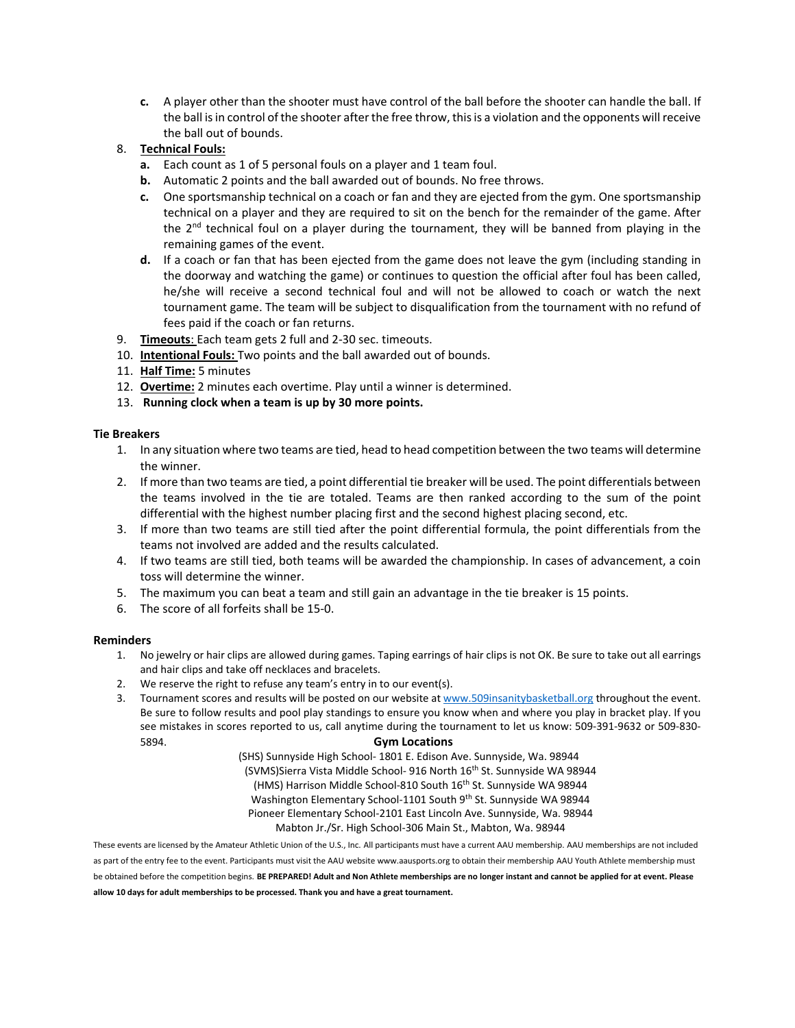c. A player other than the shooter must have control of the ball before the shooter can handle the ball. If the ball is in control of the shooter after the free throw, this is a violation and the opponents will receive the ball out of bounds.

8. **Technical Fouls:**
   a. Each count as 1 of 5 personal fouls on a player and 1 team foul.
   b. Automatic 2 points and the ball awarded out of bounds. No free throws.
   c. One sportsmanship technical on a coach or fan and they are ejected from the gym. One sportsmanship technical on a player and they are required to sit on the bench for the remainder of the game. After the 2nd technical foul on a player during the tournament, they will be banned from playing in the remaining games of the event.
   d. If a coach or fan that has been ejected from the game does not leave the gym (including standing in the doorway and watching the game) or continues to question the official after foul has been called, he/she will receive a second technical foul and will not be allowed to coach or watch the next tournament game. The team will be subject to disqualification from the tournament with no refund of fees paid if the coach or fan returns.
9. **Timeouts**: Each team gets 2 full and 2-30 sec. timeouts.
10. **Intentional Fouls:** Two points and the ball awarded out of bounds.
11. **Half Time:** 5 minutes
12. **Overtime:** 2 minutes each overtime. Play until a winner is determined.
13. **Running clock when a team is up by 30 more points.**

**Tie Breakers**

1. In any situation where two teams are tied, head to head competition between the two teams will determine the winner.
2. If more than two teams are tied, a point differential tie breaker will be used. The point differentials between the teams involved in the tie are totaled. Teams are then ranked according to the sum of the point differential with the highest number placing first and the second highest placing second, etc.
3. If more than two teams are still tied after the point differential formula, the point differentials from the teams not involved are added and the results calculated.
4. If two teams are still tied, both teams will be awarded the championship. In cases of advancement, a coin toss will determine the winner.
5. The maximum you can beat a team and still gain an advantage in the tie breaker is 15 points.
6. The score of all forfeits shall be 15-0.

**Reminders**

1. No jewelry or hair clips are allowed during games. Taping earrings of hair clips is not OK. Be sure to take out all earrings and hair clips and take off necklaces and bracelets.
2. We reserve the right to refuse any team's entry in to our event(s).
3. Tournament scores and results will be posted on our website at www.509insanitybasketball.org throughout the event. Be sure to follow results and pool play standings to ensure you know when and where you play in bracket play. If you see mistakes in scores reported to us, call anytime during the tournament to let us know: 509-391-9632 or 509-830-5894.

**Gym Locations**

(SHS) Sunnyside High School- 1801 E. Edison Ave. Sunnyside, Wa. 98944
(SVMS)Sierra Vista Middle School- 916 North 16th St. Sunnyside WA 98944
(HMS) Harrison Middle School-810 South 16th St. Sunnyside WA 98944
Washington Elementary School-1101 South 9th St. Sunnyside WA 98944
Pioneer Elementary School-2101 East Lincoln Ave. Sunnyside, Wa. 98944
Mabton Jr./Sr. High School-306 Main St., Mabton, Wa. 98944

These events are licensed by the Amateur Athletic Union of the U.S., Inc. All participants must have a current AAU membership. AAU memberships are not included as part of the entry fee to the event. Participants must visit the AAU website www.aausports.org to obtain their membership AAU Youth Athlete membership must be obtained before the competition begins. **BE PREPARED! Adult and Non Athlete memberships are no longer instant and cannot be applied for at event. Please allow 10 days for adult memberships to be processed. Thank you and have a great tournament.**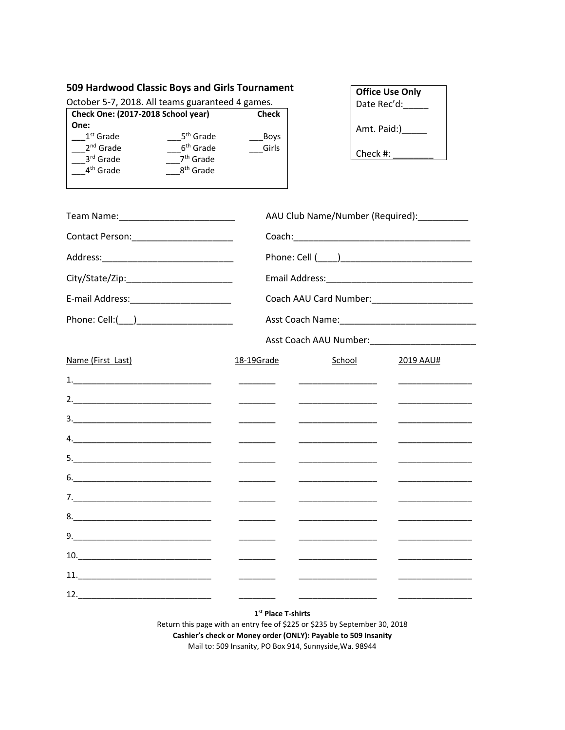## 509 Hardwood Classic Boys and Girls Tournament

October 5-7, 2018. All teams guaranteed 4 games.

| Check One: (2017-2018 School year) | | Check One: |
|---|---|---|
| ___1st Grade | ___5th Grade | ___Boys |
| ___2nd Grade | ___6th Grade | ___Girls |
| ___3rd Grade | ___7th Grade | |
| ___4th Grade | ___8th Grade | |

| Office Use Only |
|---|
| Date Rec'd:_____ |
| Amt. Paid:)_____ |
| Check #: ________ |

Team Name:_______________________

Contact Person:____________________

Address:__________________________

City/State/Zip:_____________________

E-mail Address:____________________

Phone: Cell:(___)___________________

AAU Club Name/Number (Required):__________

Coach:____________________________________

Phone: Cell (____)__________________________

Email Address:______________________________

Coach AAU Card Number:____________________

Asst Coach Name:___________________________

Asst Coach AAU Number:_____________________

| Name (First Last) | 18-19Grade | School | 2019 AAU# |
|---|---|---|---|
| 1.____________________________ | ________ | ________________ | _______________ |
| 2.____________________________ | ________ | ________________ | _______________ |
| 3.____________________________ | ________ | ________________ | _______________ |
| 4.____________________________ | ________ | ________________ | _______________ |
| 5.____________________________ | ________ | ________________ | _______________ |
| 6.____________________________ | ________ | ________________ | _______________ |
| 7.____________________________ | ________ | ________________ | _______________ |
| 8.____________________________ | ________ | ________________ | _______________ |
| 9.____________________________ | ________ | ________________ | _______________ |
| 10.___________________________ | ________ | ________________ | _______________ |
| 11.___________________________ | ________ | ________________ | _______________ |
| 12.___________________________ | ________ | ________________ | _______________ |

**1st Place T-shirts**

Return this page with an entry fee of $225 or $235 by September 30, 2018

**Cashier's check or Money order (ONLY): Payable to 509 Insanity**

Mail to: 509 Insanity, PO Box 914, Sunnyside,Wa. 98944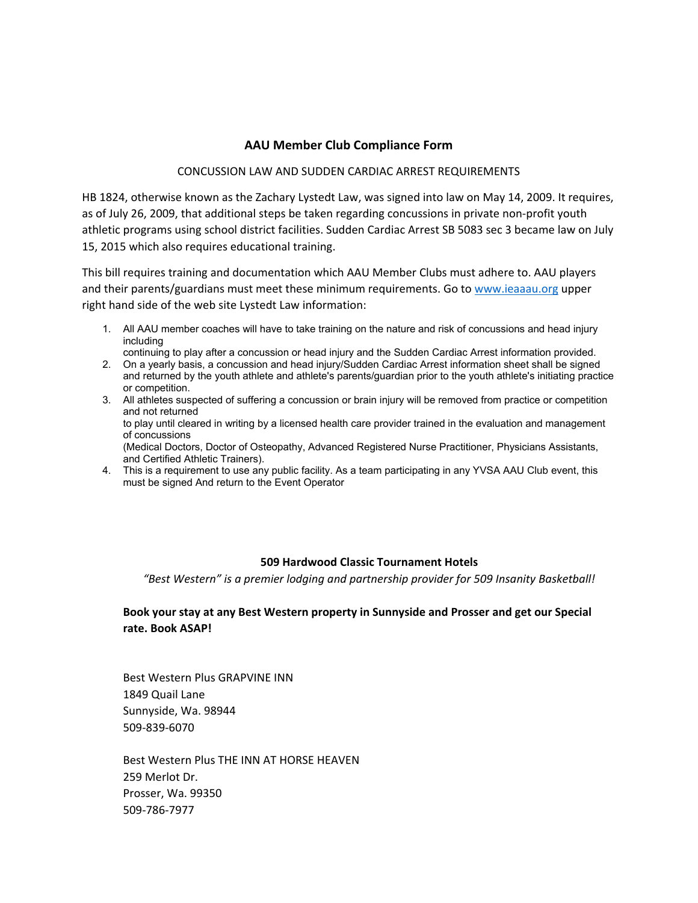## AAU Member Club Compliance Form

CONCUSSION LAW AND SUDDEN CARDIAC ARREST REQUIREMENTS

HB 1824, otherwise known as the Zachary Lystedt Law, was signed into law on May 14, 2009. It requires, as of July 26, 2009, that additional steps be taken regarding concussions in private non-profit youth athletic programs using school district facilities. Sudden Cardiac Arrest SB 5083 sec 3 became law on July 15, 2015 which also requires educational training.

This bill requires training and documentation which AAU Member Clubs must adhere to. AAU players and their parents/guardians must meet these minimum requirements. Go to www.ieaaau.org upper right hand side of the web site Lystedt Law information:

1. All AAU member coaches will have to take training on the nature and risk of concussions and head injury including continuing to play after a concussion or head injury and the Sudden Cardiac Arrest information provided.
2. On a yearly basis, a concussion and head injury/Sudden Cardiac Arrest information sheet shall be signed and returned by the youth athlete and athlete's parents/guardian prior to the youth athlete's initiating practice or competition.
3. All athletes suspected of suffering a concussion or brain injury will be removed from practice or competition and not returned to play until cleared in writing by a licensed health care provider trained in the evaluation and management of concussions (Medical Doctors, Doctor of Osteopathy, Advanced Registered Nurse Practitioner, Physicians Assistants, and Certified Athletic Trainers).
4. This is a requirement to use any public facility. As a team participating in any YVSA AAU Club event, this must be signed And return to the Event Operator

### 509 Hardwood Classic Tournament Hotels

*"Best Western" is a premier lodging and partnership provider for 509 Insanity Basketball!*

**Book your stay at any Best Western property in Sunnyside and Prosser and get our Special rate. Book ASAP!**

Best Western Plus GRAPVINE INN
1849 Quail Lane
Sunnyside, Wa. 98944
509-839-6070

Best Western Plus THE INN AT HORSE HEAVEN
259 Merlot Dr.
Prosser, Wa. 99350
509-786-7977